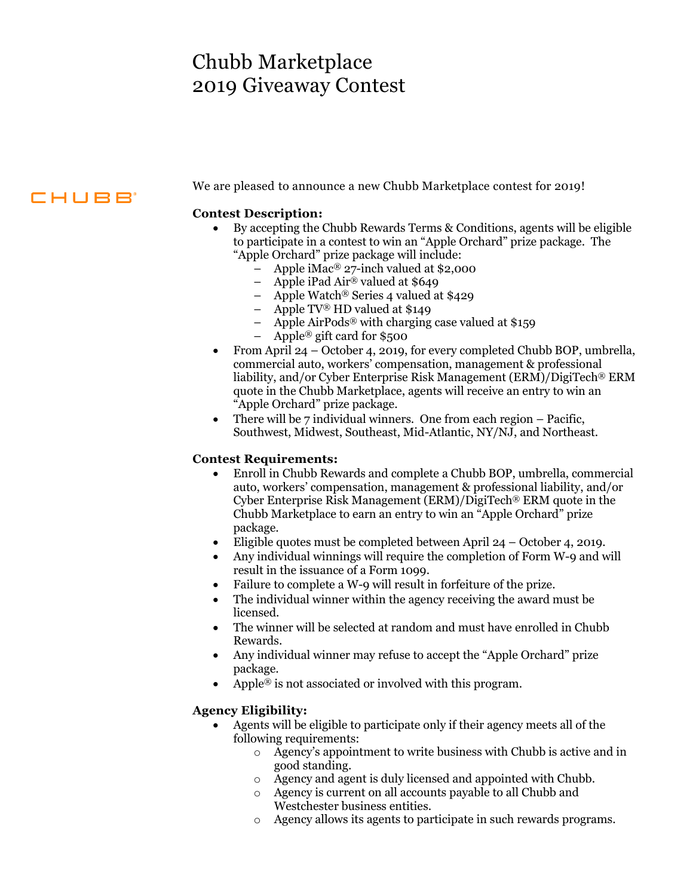# Chubb Marketplace 2019 Giveaway Contest

CHUBB®

We are pleased to announce a new Chubb Marketplace contest for 2019!

**Contest Description:**

- By accepting the Chubb Rewards Terms & Conditions, agents will be eligible to participate in a contest to win an "Apple Orchard" prize package. The "Apple Orchard" prize package will include:
  - Apple iMac® 27-inch valued at $2,000
  - Apple iPad Air® valued at $649
  - Apple Watch® Series 4 valued at $429
  - Apple TV® HD valued at $149
  - Apple AirPods® with charging case valued at $159
  - Apple® gift card for $500
- From April 24 – October 4, 2019, for every completed Chubb BOP, umbrella, commercial auto, workers' compensation, management & professional liability, and/or Cyber Enterprise Risk Management (ERM)/DigiTech® ERM quote in the Chubb Marketplace, agents will receive an entry to win an "Apple Orchard" prize package.
- There will be 7 individual winners. One from each region – Pacific, Southwest, Midwest, Southeast, Mid-Atlantic, NY/NJ, and Northeast.

**Contest Requirements:**

- Enroll in Chubb Rewards and complete a Chubb BOP, umbrella, commercial auto, workers' compensation, management & professional liability, and/or Cyber Enterprise Risk Management (ERM)/DigiTech® ERM quote in the Chubb Marketplace to earn an entry to win an "Apple Orchard" prize package.
- Eligible quotes must be completed between April 24 – October 4, 2019.
- Any individual winnings will require the completion of Form W-9 and will result in the issuance of a Form 1099.
- Failure to complete a W-9 will result in forfeiture of the prize.
- The individual winner within the agency receiving the award must be licensed.
- The winner will be selected at random and must have enrolled in Chubb Rewards.
- Any individual winner may refuse to accept the "Apple Orchard" prize package.
- Apple® is not associated or involved with this program.

**Agency Eligibility:**

- Agents will be eligible to participate only if their agency meets all of the following requirements:
  - Agency's appointment to write business with Chubb is active and in good standing.
  - Agency and agent is duly licensed and appointed with Chubb.
  - Agency is current on all accounts payable to all Chubb and Westchester business entities.
  - Agency allows its agents to participate in such rewards programs.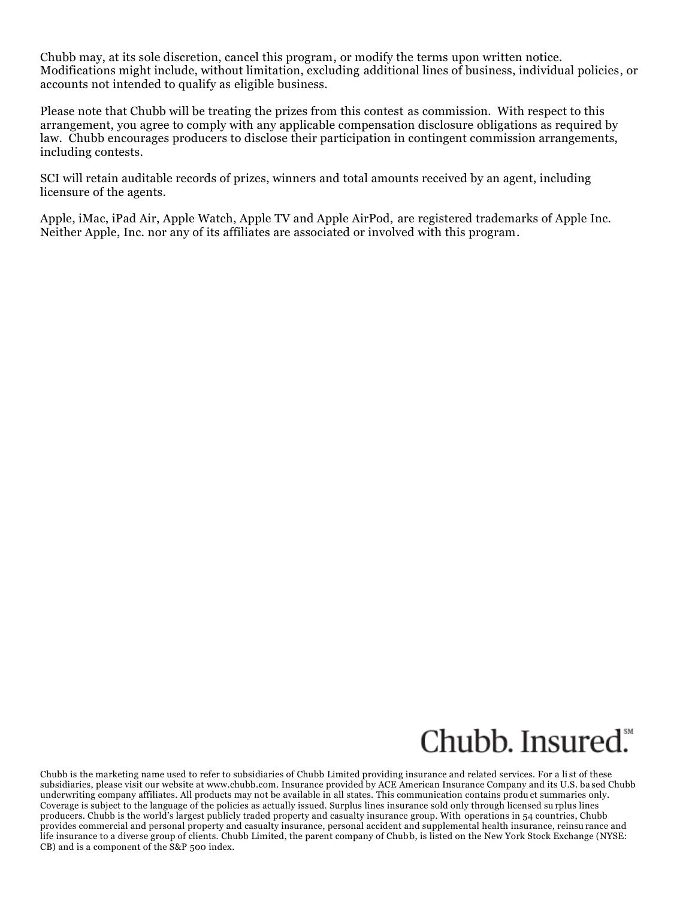Chubb may, at its sole discretion, cancel this program, or modify the terms upon written notice. Modifications might include, without limitation, excluding additional lines of business, individual policies, or accounts not intended to qualify as eligible business.

Please note that Chubb will be treating the prizes from this contest as commission. With respect to this arrangement, you agree to comply with any applicable compensation disclosure obligations as required by law. Chubb encourages producers to disclose their participation in contingent commission arrangements, including contests.

SCI will retain auditable records of prizes, winners and total amounts received by an agent, including licensure of the agents.

Apple, iMac, iPad Air, Apple Watch, Apple TV and Apple AirPod, are registered trademarks of Apple Inc. Neither Apple, Inc. nor any of its affiliates are associated or involved with this program.

Chubb. Insured.℠

Chubb is the marketing name used to refer to subsidiaries of Chubb Limited providing insurance and related services. For a list of these subsidiaries, please visit our website at www.chubb.com. Insurance provided by ACE American Insurance Company and its U.S. based Chubb underwriting company affiliates. All products may not be available in all states. This communication contains product summaries only. Coverage is subject to the language of the policies as actually issued. Surplus lines insurance sold only through licensed surplus lines producers. Chubb is the world's largest publicly traded property and casualty insurance group. With operations in 54 countries, Chubb provides commercial and personal property and casualty insurance, personal accident and supplemental health insurance, reinsurance and life insurance to a diverse group of clients. Chubb Limited, the parent company of Chubb, is listed on the New York Stock Exchange (NYSE: CB) and is a component of the S&P 500 index.